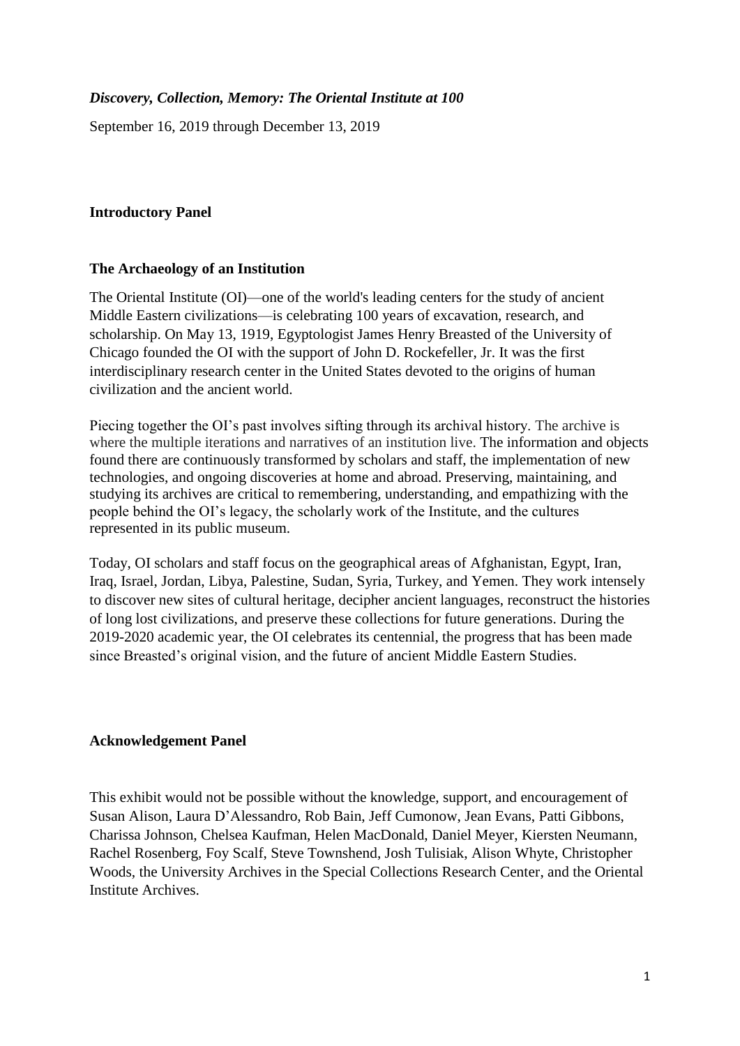***Discovery, Collection, Memory: The Oriental Institute at 100***

September 16, 2019 through December 13, 2019

## Introductory Panel

### The Archaeology of an Institution

The Oriental Institute (OI)—one of the world's leading centers for the study of ancient Middle Eastern civilizations—is celebrating 100 years of excavation, research, and scholarship. On May 13, 1919, Egyptologist James Henry Breasted of the University of Chicago founded the OI with the support of John D. Rockefeller, Jr. It was the first interdisciplinary research center in the United States devoted to the origins of human civilization and the ancient world.

Piecing together the OI's past involves sifting through its archival history. The archive is where the multiple iterations and narratives of an institution live. The information and objects found there are continuously transformed by scholars and staff, the implementation of new technologies, and ongoing discoveries at home and abroad. Preserving, maintaining, and studying its archives are critical to remembering, understanding, and empathizing with the people behind the OI's legacy, the scholarly work of the Institute, and the cultures represented in its public museum.

Today, OI scholars and staff focus on the geographical areas of Afghanistan, Egypt, Iran, Iraq, Israel, Jordan, Libya, Palestine, Sudan, Syria, Turkey, and Yemen. They work intensely to discover new sites of cultural heritage, decipher ancient languages, reconstruct the histories of long lost civilizations, and preserve these collections for future generations. During the 2019-2020 academic year, the OI celebrates its centennial, the progress that has been made since Breasted's original vision, and the future of ancient Middle Eastern Studies.

## Acknowledgement Panel

This exhibit would not be possible without the knowledge, support, and encouragement of Susan Alison, Laura D'Alessandro, Rob Bain, Jeff Cumonow, Jean Evans, Patti Gibbons, Charissa Johnson, Chelsea Kaufman, Helen MacDonald, Daniel Meyer, Kiersten Neumann, Rachel Rosenberg, Foy Scalf, Steve Townshend, Josh Tulisiak, Alison Whyte, Christopher Woods, the University Archives in the Special Collections Research Center, and the Oriental Institute Archives.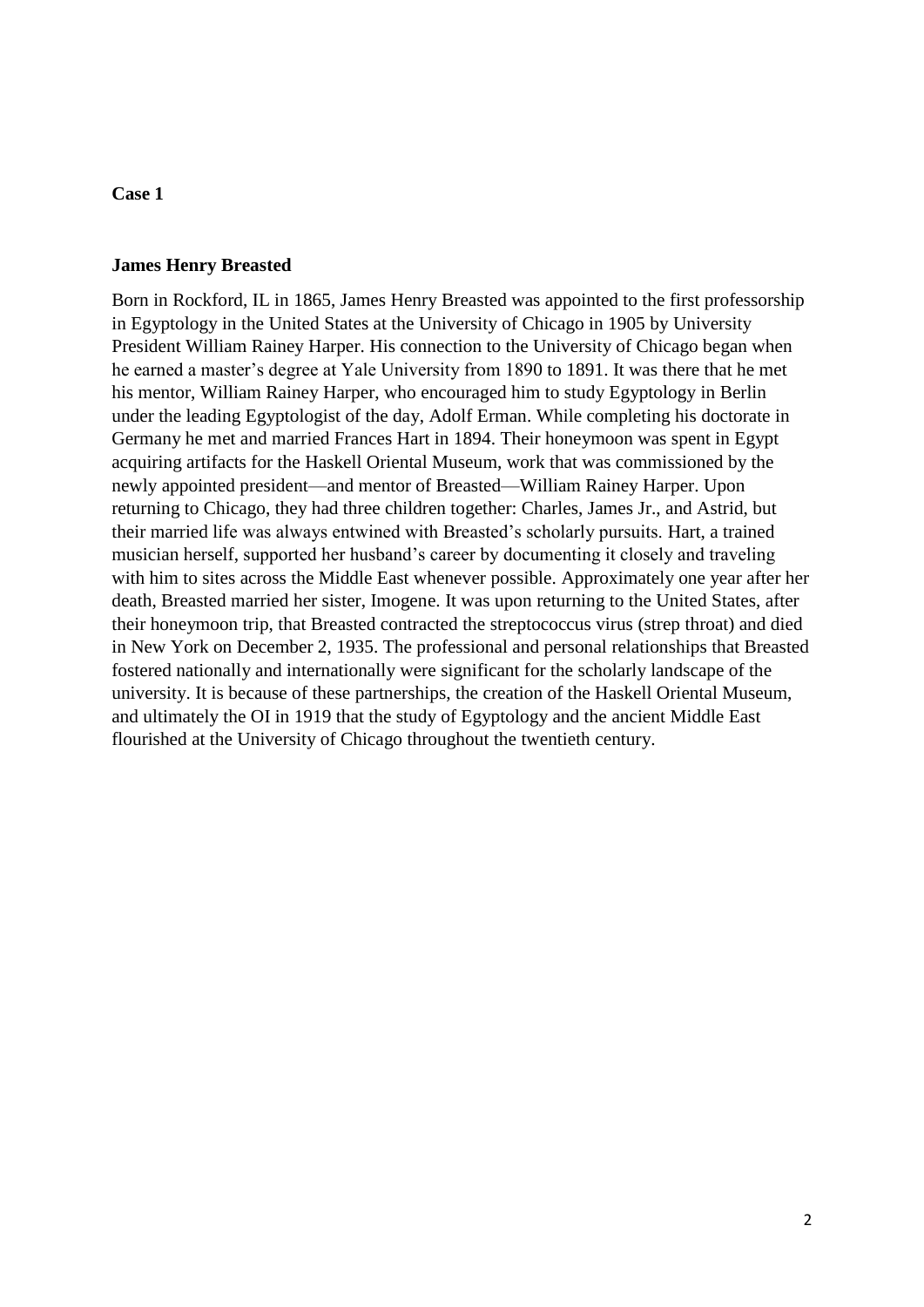**Case 1**

**James Henry Breasted**

Born in Rockford, IL in 1865, James Henry Breasted was appointed to the first professorship in Egyptology in the United States at the University of Chicago in 1905 by University President William Rainey Harper. His connection to the University of Chicago began when he earned a master's degree at Yale University from 1890 to 1891. It was there that he met his mentor, William Rainey Harper, who encouraged him to study Egyptology in Berlin under the leading Egyptologist of the day, Adolf Erman. While completing his doctorate in Germany he met and married Frances Hart in 1894. Their honeymoon was spent in Egypt acquiring artifacts for the Haskell Oriental Museum, work that was commissioned by the newly appointed president—and mentor of Breasted—William Rainey Harper. Upon returning to Chicago, they had three children together: Charles, James Jr., and Astrid, but their married life was always entwined with Breasted's scholarly pursuits. Hart, a trained musician herself, supported her husband's career by documenting it closely and traveling with him to sites across the Middle East whenever possible. Approximately one year after her death, Breasted married her sister, Imogene. It was upon returning to the United States, after their honeymoon trip, that Breasted contracted the streptococcus virus (strep throat) and died in New York on December 2, 1935. The professional and personal relationships that Breasted fostered nationally and internationally were significant for the scholarly landscape of the university. It is because of these partnerships, the creation of the Haskell Oriental Museum, and ultimately the OI in 1919 that the study of Egyptology and the ancient Middle East flourished at the University of Chicago throughout the twentieth century.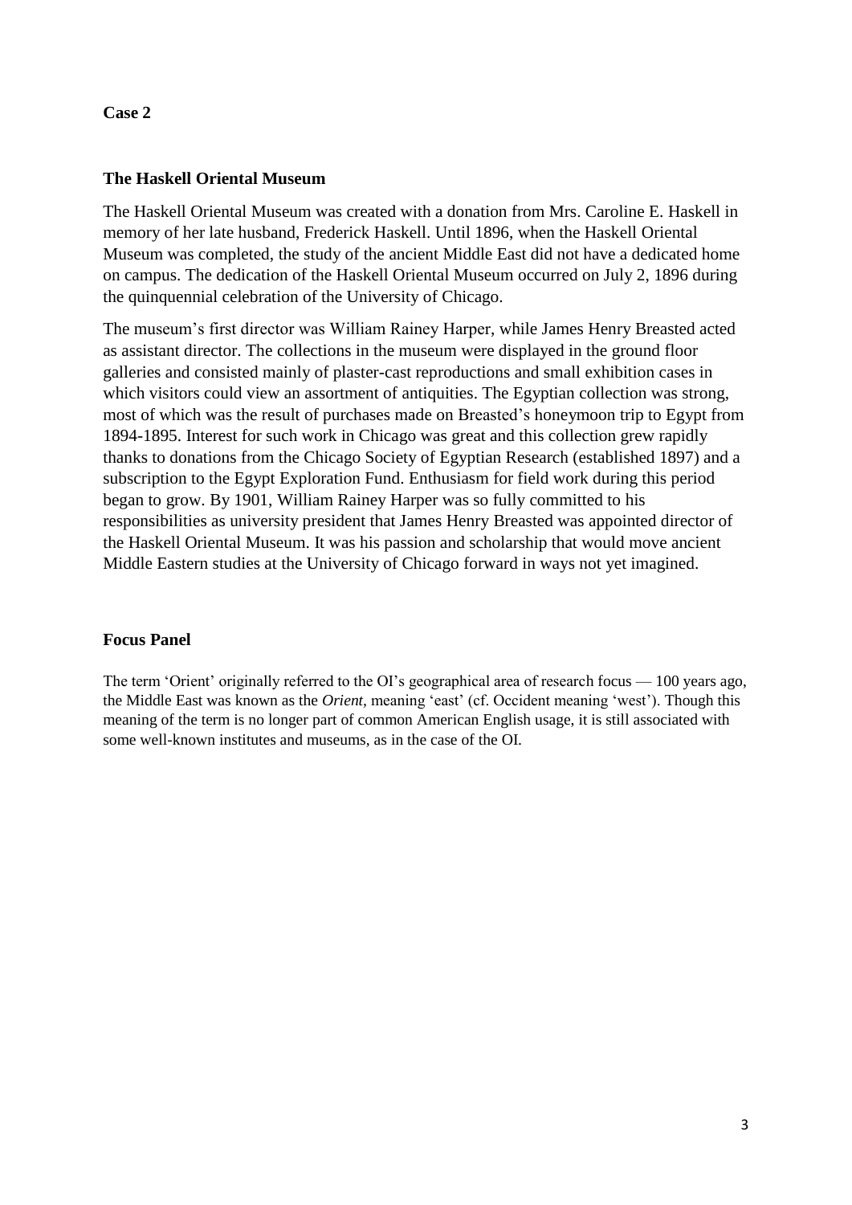**Case 2**

## The Haskell Oriental Museum

The Haskell Oriental Museum was created with a donation from Mrs. Caroline E. Haskell in memory of her late husband, Frederick Haskell. Until 1896, when the Haskell Oriental Museum was completed, the study of the ancient Middle East did not have a dedicated home on campus. The dedication of the Haskell Oriental Museum occurred on July 2, 1896 during the quinquennial celebration of the University of Chicago.

The museum's first director was William Rainey Harper, while James Henry Breasted acted as assistant director. The collections in the museum were displayed in the ground floor galleries and consisted mainly of plaster-cast reproductions and small exhibition cases in which visitors could view an assortment of antiquities. The Egyptian collection was strong, most of which was the result of purchases made on Breasted's honeymoon trip to Egypt from 1894-1895. Interest for such work in Chicago was great and this collection grew rapidly thanks to donations from the Chicago Society of Egyptian Research (established 1897) and a subscription to the Egypt Exploration Fund. Enthusiasm for field work during this period began to grow. By 1901, William Rainey Harper was so fully committed to his responsibilities as university president that James Henry Breasted was appointed director of the Haskell Oriental Museum. It was his passion and scholarship that would move ancient Middle Eastern studies at the University of Chicago forward in ways not yet imagined.

## Focus Panel

The term 'Orient' originally referred to the OI's geographical area of research focus — 100 years ago, the Middle East was known as the *Orient*, meaning 'east' (cf. Occident meaning 'west'). Though this meaning of the term is no longer part of common American English usage, it is still associated with some well-known institutes and museums, as in the case of the OI.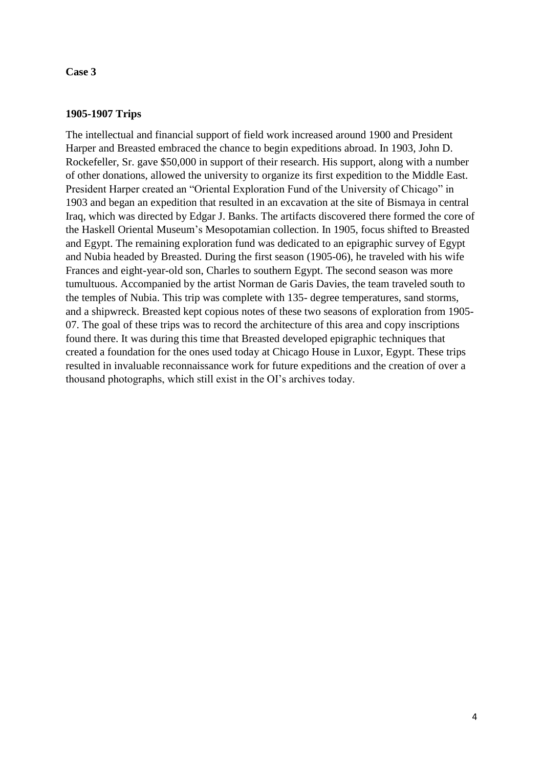**Case 3**

**1905-1907 Trips**

The intellectual and financial support of field work increased around 1900 and President Harper and Breasted embraced the chance to begin expeditions abroad. In 1903, John D. Rockefeller, Sr. gave $50,000 in support of their research. His support, along with a number of other donations, allowed the university to organize its first expedition to the Middle East. President Harper created an "Oriental Exploration Fund of the University of Chicago" in 1903 and began an expedition that resulted in an excavation at the site of Bismaya in central Iraq, which was directed by Edgar J. Banks. The artifacts discovered there formed the core of the Haskell Oriental Museum's Mesopotamian collection. In 1905, focus shifted to Breasted and Egypt. The remaining exploration fund was dedicated to an epigraphic survey of Egypt and Nubia headed by Breasted. During the first season (1905-06), he traveled with his wife Frances and eight-year-old son, Charles to southern Egypt. The second season was more tumultuous. Accompanied by the artist Norman de Garis Davies, the team traveled south to the temples of Nubia. This trip was complete with 135- degree temperatures, sand storms, and a shipwreck. Breasted kept copious notes of these two seasons of exploration from 1905-07. The goal of these trips was to record the architecture of this area and copy inscriptions found there. It was during this time that Breasted developed epigraphic techniques that created a foundation for the ones used today at Chicago House in Luxor, Egypt. These trips resulted in invaluable reconnaissance work for future expeditions and the creation of over a thousand photographs, which still exist in the OI's archives today.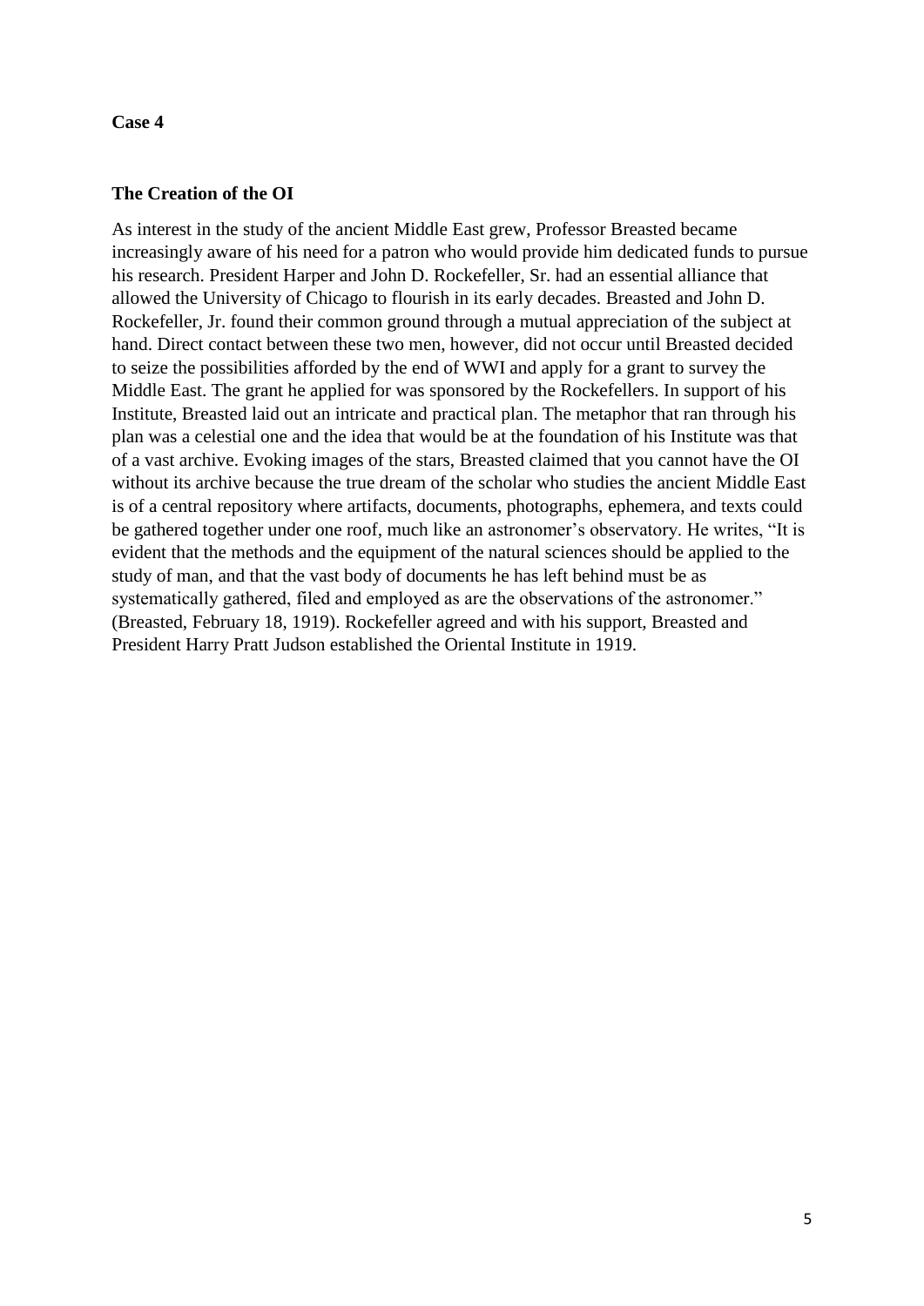**Case 4**

**The Creation of the OI**

As interest in the study of the ancient Middle East grew, Professor Breasted became increasingly aware of his need for a patron who would provide him dedicated funds to pursue his research. President Harper and John D. Rockefeller, Sr. had an essential alliance that allowed the University of Chicago to flourish in its early decades. Breasted and John D. Rockefeller, Jr. found their common ground through a mutual appreciation of the subject at hand. Direct contact between these two men, however, did not occur until Breasted decided to seize the possibilities afforded by the end of WWI and apply for a grant to survey the Middle East. The grant he applied for was sponsored by the Rockefellers. In support of his Institute, Breasted laid out an intricate and practical plan. The metaphor that ran through his plan was a celestial one and the idea that would be at the foundation of his Institute was that of a vast archive. Evoking images of the stars, Breasted claimed that you cannot have the OI without its archive because the true dream of the scholar who studies the ancient Middle East is of a central repository where artifacts, documents, photographs, ephemera, and texts could be gathered together under one roof, much like an astronomer's observatory. He writes, "It is evident that the methods and the equipment of the natural sciences should be applied to the study of man, and that the vast body of documents he has left behind must be as systematically gathered, filed and employed as are the observations of the astronomer." (Breasted, February 18, 1919). Rockefeller agreed and with his support, Breasted and President Harry Pratt Judson established the Oriental Institute in 1919.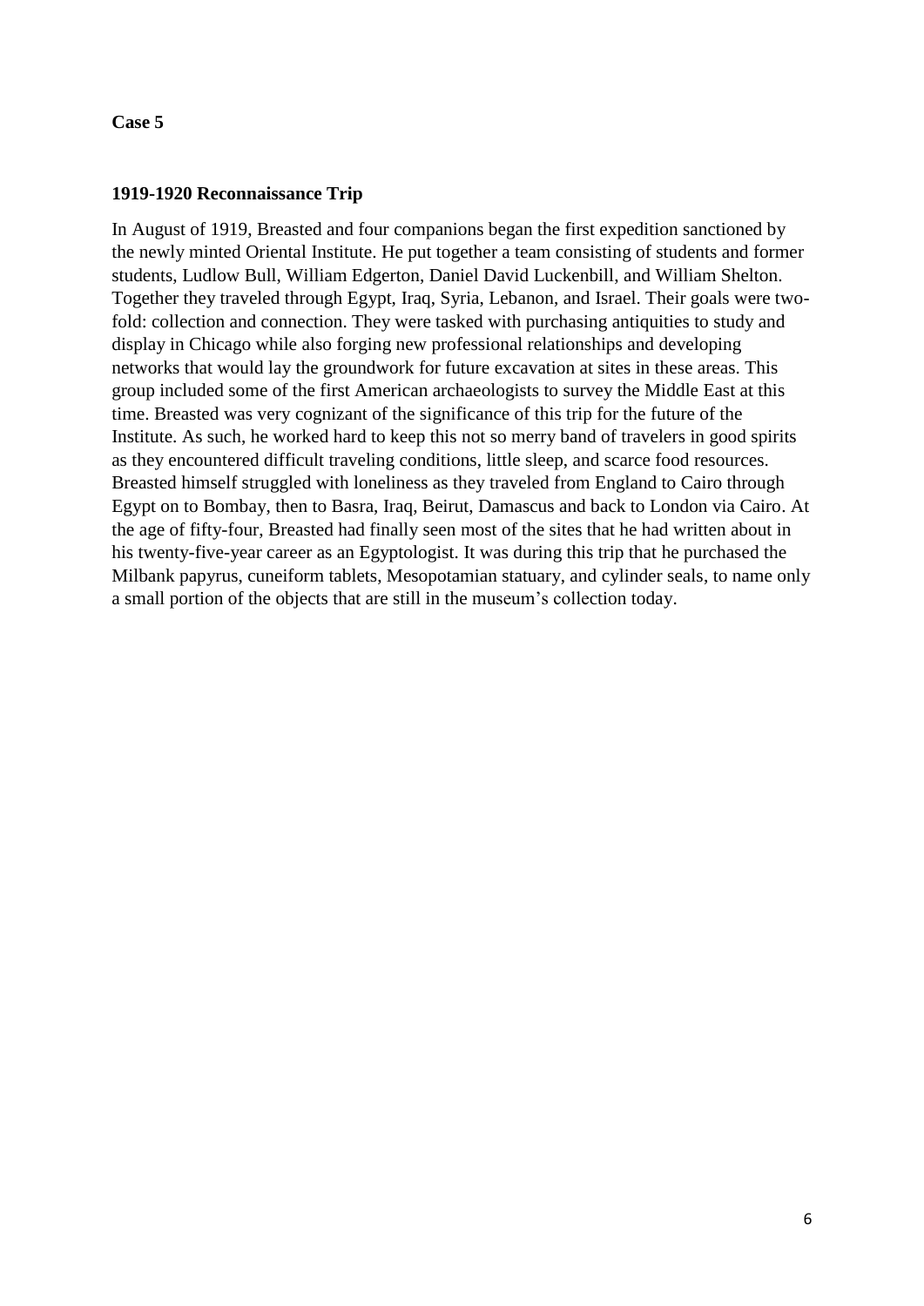**Case 5**

**1919-1920 Reconnaissance Trip**

In August of 1919, Breasted and four companions began the first expedition sanctioned by the newly minted Oriental Institute. He put together a team consisting of students and former students, Ludlow Bull, William Edgerton, Daniel David Luckenbill, and William Shelton. Together they traveled through Egypt, Iraq, Syria, Lebanon, and Israel. Their goals were two-fold: collection and connection. They were tasked with purchasing antiquities to study and display in Chicago while also forging new professional relationships and developing networks that would lay the groundwork for future excavation at sites in these areas. This group included some of the first American archaeologists to survey the Middle East at this time. Breasted was very cognizant of the significance of this trip for the future of the Institute. As such, he worked hard to keep this not so merry band of travelers in good spirits as they encountered difficult traveling conditions, little sleep, and scarce food resources. Breasted himself struggled with loneliness as they traveled from England to Cairo through Egypt on to Bombay, then to Basra, Iraq, Beirut, Damascus and back to London via Cairo. At the age of fifty-four, Breasted had finally seen most of the sites that he had written about in his twenty-five-year career as an Egyptologist. It was during this trip that he purchased the Milbank papyrus, cuneiform tablets, Mesopotamian statuary, and cylinder seals, to name only a small portion of the objects that are still in the museum's collection today.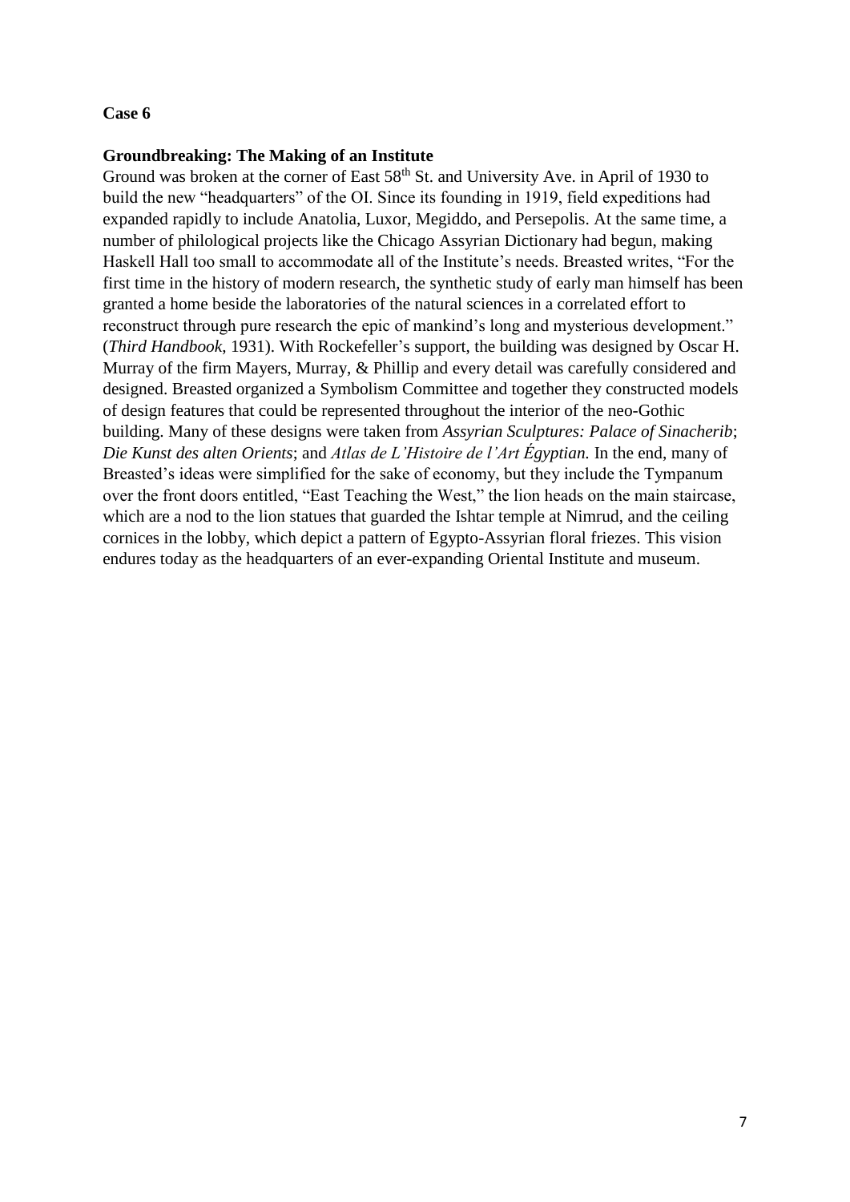**Case 6**

**Groundbreaking: The Making of an Institute**

Ground was broken at the corner of East 58th St. and University Ave. in April of 1930 to build the new "headquarters" of the OI. Since its founding in 1919, field expeditions had expanded rapidly to include Anatolia, Luxor, Megiddo, and Persepolis. At the same time, a number of philological projects like the Chicago Assyrian Dictionary had begun, making Haskell Hall too small to accommodate all of the Institute's needs. Breasted writes, "For the first time in the history of modern research, the synthetic study of early man himself has been granted a home beside the laboratories of the natural sciences in a correlated effort to reconstruct through pure research the epic of mankind's long and mysterious development." (*Third Handbook*, 1931). With Rockefeller's support, the building was designed by Oscar H. Murray of the firm Mayers, Murray, & Phillip and every detail was carefully considered and designed. Breasted organized a Symbolism Committee and together they constructed models of design features that could be represented throughout the interior of the neo-Gothic building. Many of these designs were taken from *Assyrian Sculptures: Palace of Sinacherib*; *Die Kunst des alten Orients*; and *Atlas de L'Histoire de l'Art Égyptian.* In the end, many of Breasted's ideas were simplified for the sake of economy, but they include the Tympanum over the front doors entitled, "East Teaching the West," the lion heads on the main staircase, which are a nod to the lion statues that guarded the Ishtar temple at Nimrud, and the ceiling cornices in the lobby, which depict a pattern of Egypto-Assyrian floral friezes. This vision endures today as the headquarters of an ever-expanding Oriental Institute and museum.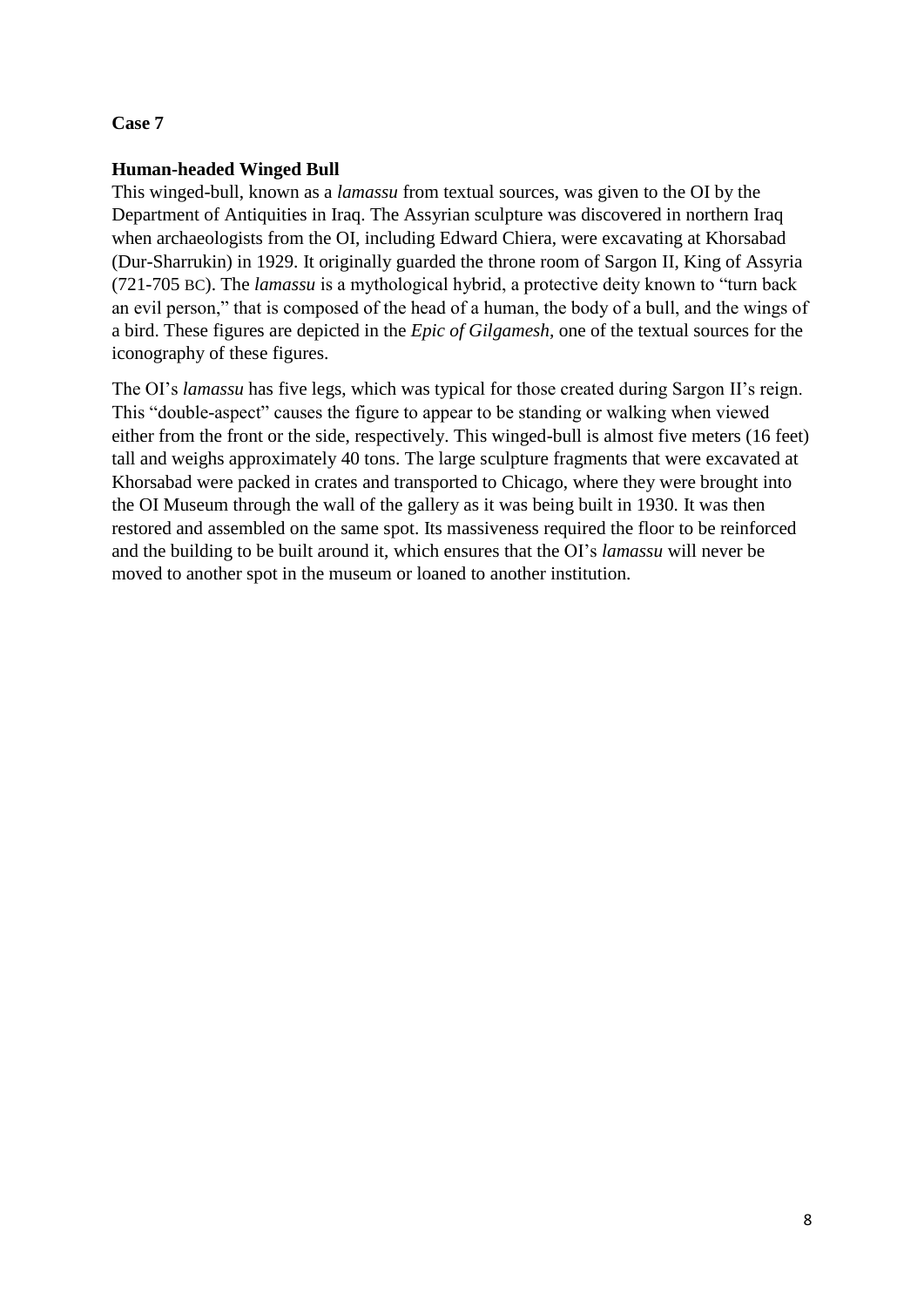**Case 7**

**Human-headed Winged Bull**

This winged-bull, known as a *lamassu* from textual sources, was given to the OI by the Department of Antiquities in Iraq. The Assyrian sculpture was discovered in northern Iraq when archaeologists from the OI, including Edward Chiera, were excavating at Khorsabad (Dur-Sharrukin) in 1929. It originally guarded the throne room of Sargon II, King of Assyria (721-705 BC). The *lamassu* is a mythological hybrid, a protective deity known to "turn back an evil person," that is composed of the head of a human, the body of a bull, and the wings of a bird. These figures are depicted in the *Epic of Gilgamesh*, one of the textual sources for the iconography of these figures.

The OI's *lamassu* has five legs, which was typical for those created during Sargon II's reign. This "double-aspect" causes the figure to appear to be standing or walking when viewed either from the front or the side, respectively. This winged-bull is almost five meters (16 feet) tall and weighs approximately 40 tons. The large sculpture fragments that were excavated at Khorsabad were packed in crates and transported to Chicago, where they were brought into the OI Museum through the wall of the gallery as it was being built in 1930. It was then restored and assembled on the same spot. Its massiveness required the floor to be reinforced and the building to be built around it, which ensures that the OI's *lamassu* will never be moved to another spot in the museum or loaned to another institution.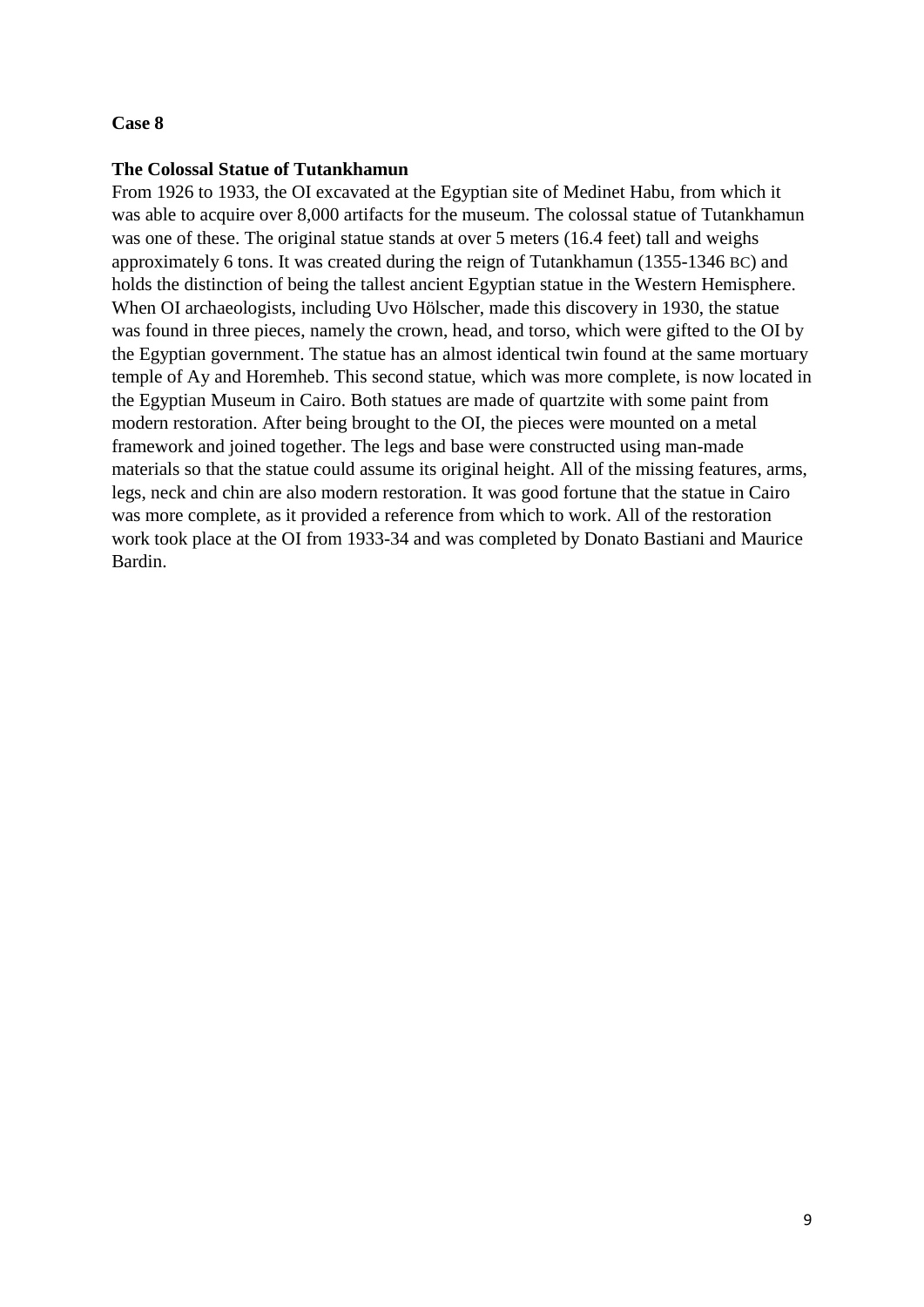**Case 8**

**The Colossal Statue of Tutankhamun**

From 1926 to 1933, the OI excavated at the Egyptian site of Medinet Habu, from which it was able to acquire over 8,000 artifacts for the museum. The colossal statue of Tutankhamun was one of these. The original statue stands at over 5 meters (16.4 feet) tall and weighs approximately 6 tons. It was created during the reign of Tutankhamun (1355-1346 BC) and holds the distinction of being the tallest ancient Egyptian statue in the Western Hemisphere. When OI archaeologists, including Uvo Hölscher, made this discovery in 1930, the statue was found in three pieces, namely the crown, head, and torso, which were gifted to the OI by the Egyptian government. The statue has an almost identical twin found at the same mortuary temple of Ay and Horemheb. This second statue, which was more complete, is now located in the Egyptian Museum in Cairo. Both statues are made of quartzite with some paint from modern restoration. After being brought to the OI, the pieces were mounted on a metal framework and joined together. The legs and base were constructed using man-made materials so that the statue could assume its original height. All of the missing features, arms, legs, neck and chin are also modern restoration. It was good fortune that the statue in Cairo was more complete, as it provided a reference from which to work. All of the restoration work took place at the OI from 1933-34 and was completed by Donato Bastiani and Maurice Bardin.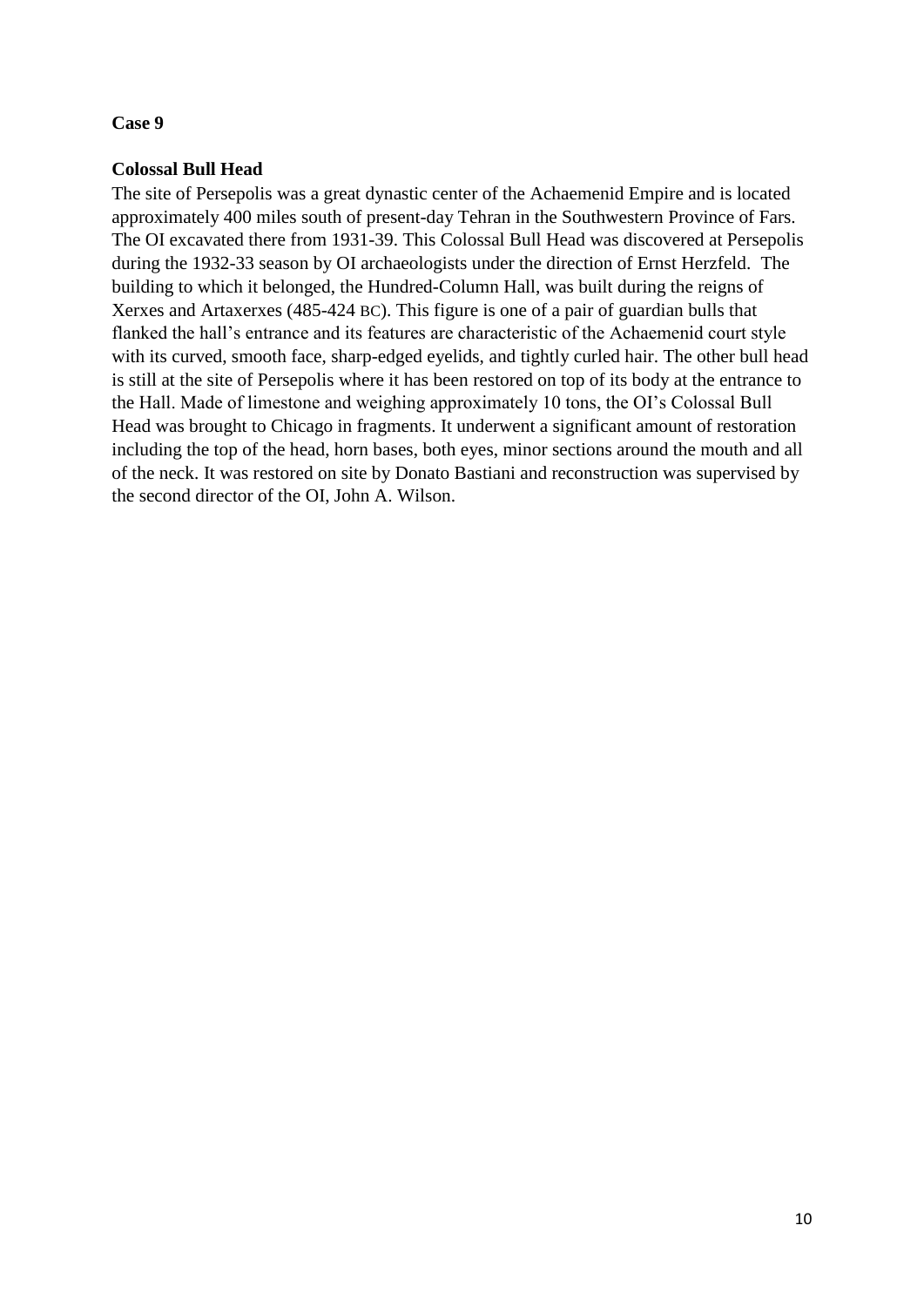**Case 9**

**Colossal Bull Head**

The site of Persepolis was a great dynastic center of the Achaemenid Empire and is located approximately 400 miles south of present-day Tehran in the Southwestern Province of Fars. The OI excavated there from 1931-39. This Colossal Bull Head was discovered at Persepolis during the 1932-33 season by OI archaeologists under the direction of Ernst Herzfeld. The building to which it belonged, the Hundred-Column Hall, was built during the reigns of Xerxes and Artaxerxes (485-424 BC). This figure is one of a pair of guardian bulls that flanked the hall's entrance and its features are characteristic of the Achaemenid court style with its curved, smooth face, sharp-edged eyelids, and tightly curled hair. The other bull head is still at the site of Persepolis where it has been restored on top of its body at the entrance to the Hall. Made of limestone and weighing approximately 10 tons, the OI's Colossal Bull Head was brought to Chicago in fragments. It underwent a significant amount of restoration including the top of the head, horn bases, both eyes, minor sections around the mouth and all of the neck. It was restored on site by Donato Bastiani and reconstruction was supervised by the second director of the OI, John A. Wilson.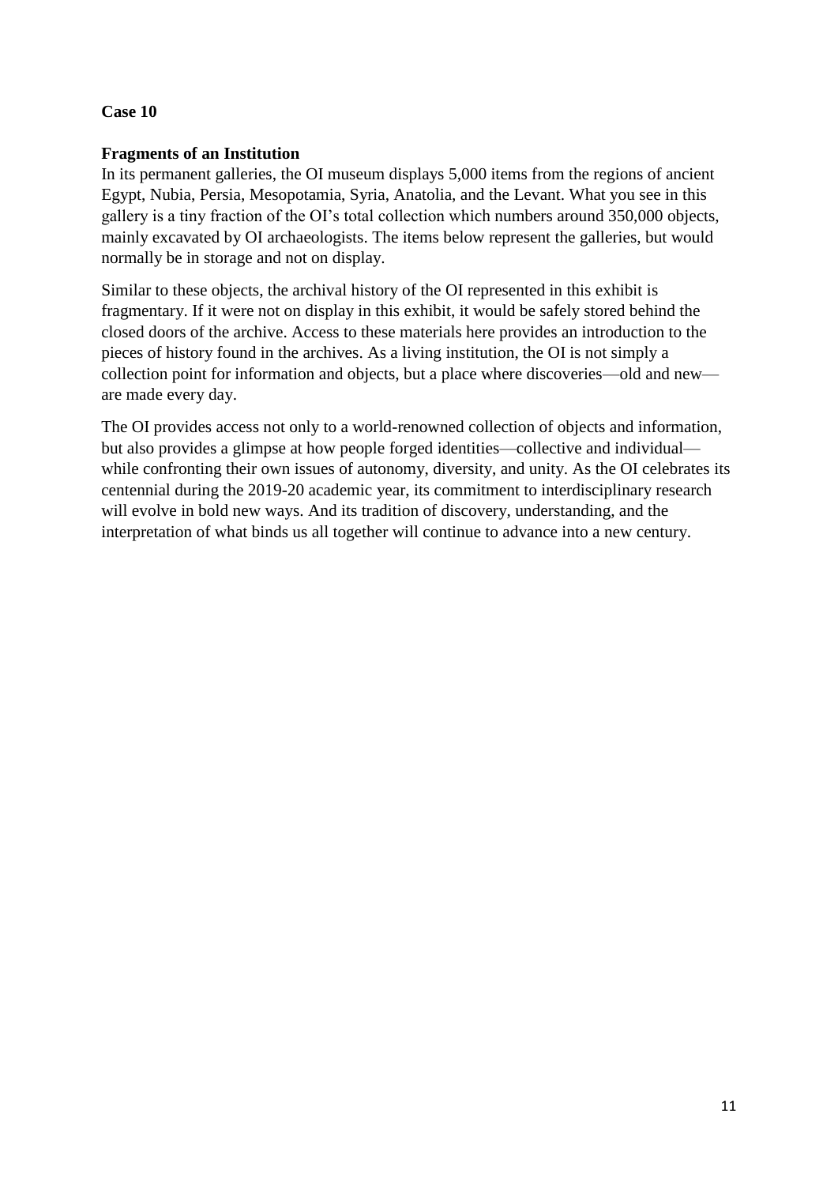**Case 10**

**Fragments of an Institution**

In its permanent galleries, the OI museum displays 5,000 items from the regions of ancient Egypt, Nubia, Persia, Mesopotamia, Syria, Anatolia, and the Levant. What you see in this gallery is a tiny fraction of the OI's total collection which numbers around 350,000 objects, mainly excavated by OI archaeologists. The items below represent the galleries, but would normally be in storage and not on display.

Similar to these objects, the archival history of the OI represented in this exhibit is fragmentary. If it were not on display in this exhibit, it would be safely stored behind the closed doors of the archive. Access to these materials here provides an introduction to the pieces of history found in the archives. As a living institution, the OI is not simply a collection point for information and objects, but a place where discoveries—old and new—are made every day.

The OI provides access not only to a world-renowned collection of objects and information, but also provides a glimpse at how people forged identities—collective and individual—while confronting their own issues of autonomy, diversity, and unity. As the OI celebrates its centennial during the 2019-20 academic year, its commitment to interdisciplinary research will evolve in bold new ways. And its tradition of discovery, understanding, and the interpretation of what binds us all together will continue to advance into a new century.